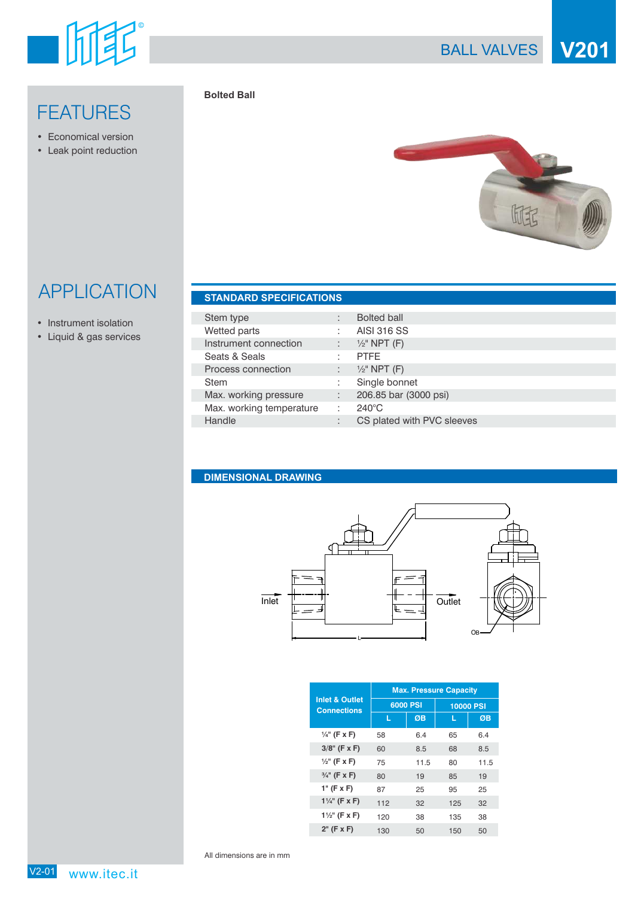# BALL VALVES V201

## FEATURES

- Economical version
- Leak point reduction

## APPLICATION

- Instrument isolation
- Liquid & gas services

**Bolted Ball**

## STANDARD SPECIFICATIONS

| | | |
|---|---|---|
| Stem type | : | Bolted ball |
| Wetted parts | : | AISI 316 SS |
| Instrument connection | : | ½" NPT (F) |
| Seats & Seals | : | PTFE |
| Process connection | : | ½" NPT (F) |
| Stem | : | Single bonnet |
| Max. working pressure | : | 206.85 bar (3000 psi) |
| Max. working temperature | : | 240°C |
| Handle | : | CS plated with PVC sleeves |

## DIMENSIONAL DRAWING

Inlet

Outlet

L

ØB

| Inlet & Outlet Connections | Max. Pressure Capacity | | | |
|---|---|---|---|---|
| | 6000 PSI | | 10000 PSI | |
| | L | ØB | L | ØB |
| ¼" (F x F) | 58 | 6.4 | 65 | 6.4 |
| 3/8" (F x F) | 60 | 8.5 | 68 | 8.5 |
| ½" (F x F) | 75 | 11.5 | 80 | 11.5 |
| ¾" (F x F) | 80 | 19 | 85 | 19 |
| 1" (F x F) | 87 | 25 | 95 | 25 |
| 1¼" (F x F) | 112 | 32 | 125 | 32 |
| 1½" (F x F) | 120 | 38 | 135 | 38 |
| 2" (F x F) | 130 | 50 | 150 | 50 |

All dimensions are in mm

www.itec.it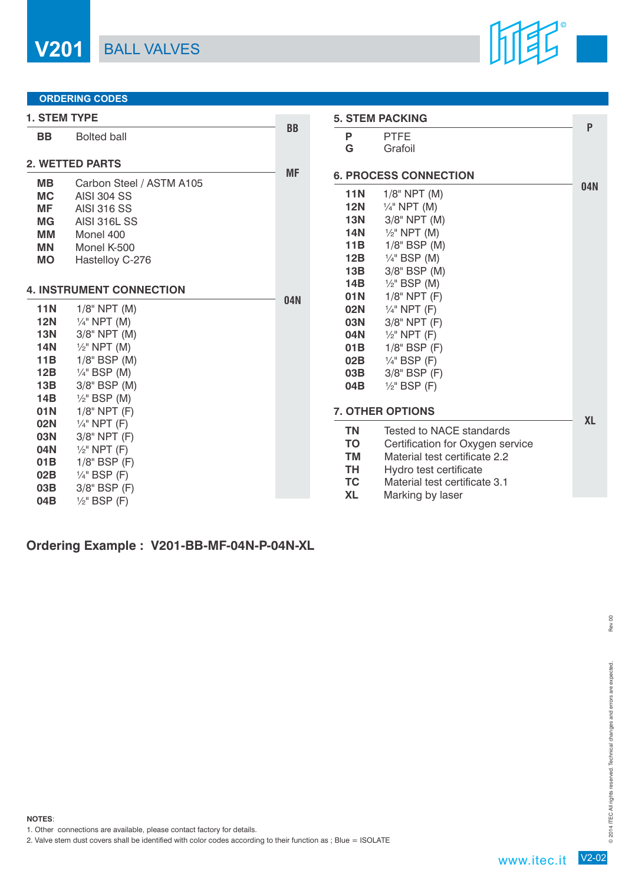# V201 BALL VALVES

## ORDERING CODES

### 1. STEM TYPE

**BB** — example code

| | |
|---|---|
| **BB** | Bolted ball |

### 2. WETTED PARTS

**MF** — example code

| | |
|---|---|
| **MB** | Carbon Steel / ASTM A105 |
| **MC** | AISI 304 SS |
| **MF** | AISI 316 SS |
| **MG** | AISI 316L SS |
| **MM** | Monel 400 |
| **MN** | Monel K-500 |
| **MO** | Hastelloy C-276 |

### 4. INSTRUMENT CONNECTION

**04N** — example code

| | |
|---|---|
| **11N** | 1/8" NPT (M) |
| **12N** | ¼" NPT (M) |
| **13N** | 3/8" NPT (M) |
| **14N** | ½" NPT (M) |
| **11B** | 1/8" BSP (M) |
| **12B** | ¼" BSP (M) |
| **13B** | 3/8" BSP (M) |
| **14B** | ½" BSP (M) |
| **01N** | 1/8" NPT (F) |
| **02N** | ¼" NPT (F) |
| **03N** | 3/8" NPT (F) |
| **04N** | ½" NPT (F) |
| **01B** | 1/8" BSP (F) |
| **02B** | ¼" BSP (F) |
| **03B** | 3/8" BSP (F) |
| **04B** | ½" BSP (F) |

### 5. STEM PACKING

**P** — example code

| | |
|---|---|
| **P** | PTFE |
| **G** | Grafoil |

### 6. PROCESS CONNECTION

**04N** — example code

| | |
|---|---|
| **11N** | 1/8" NPT (M) |
| **12N** | ¼" NPT (M) |
| **13N** | 3/8" NPT (M) |
| **14N** | ½" NPT (M) |
| **11B** | 1/8" BSP (M) |
| **12B** | ¼" BSP (M) |
| **13B** | 3/8" BSP (M) |
| **14B** | ½" BSP (M) |
| **01N** | 1/8" NPT (F) |
| **02N** | ¼" NPT (F) |
| **03N** | 3/8" NPT (F) |
| **04N** | ½" NPT (F) |
| **01B** | 1/8" BSP (F) |
| **02B** | ¼" BSP (F) |
| **03B** | 3/8" BSP (F) |
| **04B** | ½" BSP (F) |

### 7. OTHER OPTIONS

**XL** — example code

| | |
|---|---|
| **TN** | Tested to NACE standards |
| **TO** | Certification for Oxygen service |
| **TM** | Material test certificate 2.2 |
| **TH** | Hydro test certificate |
| **TC** | Material test certificate 3.1 |
| **XL** | Marking by laser |

**Ordering Example : V201-BB-MF-04N-P-04N-XL**

**NOTES**:

1. Other connections are available, please contact factory for details.
2. Valve stem dust covers shall be identified with color codes according to their function as ; Blue = ISOLATE

Rev 00

© 2014 ITEC All rights reserved. Technical changes and errors are expected.

www.itec.it